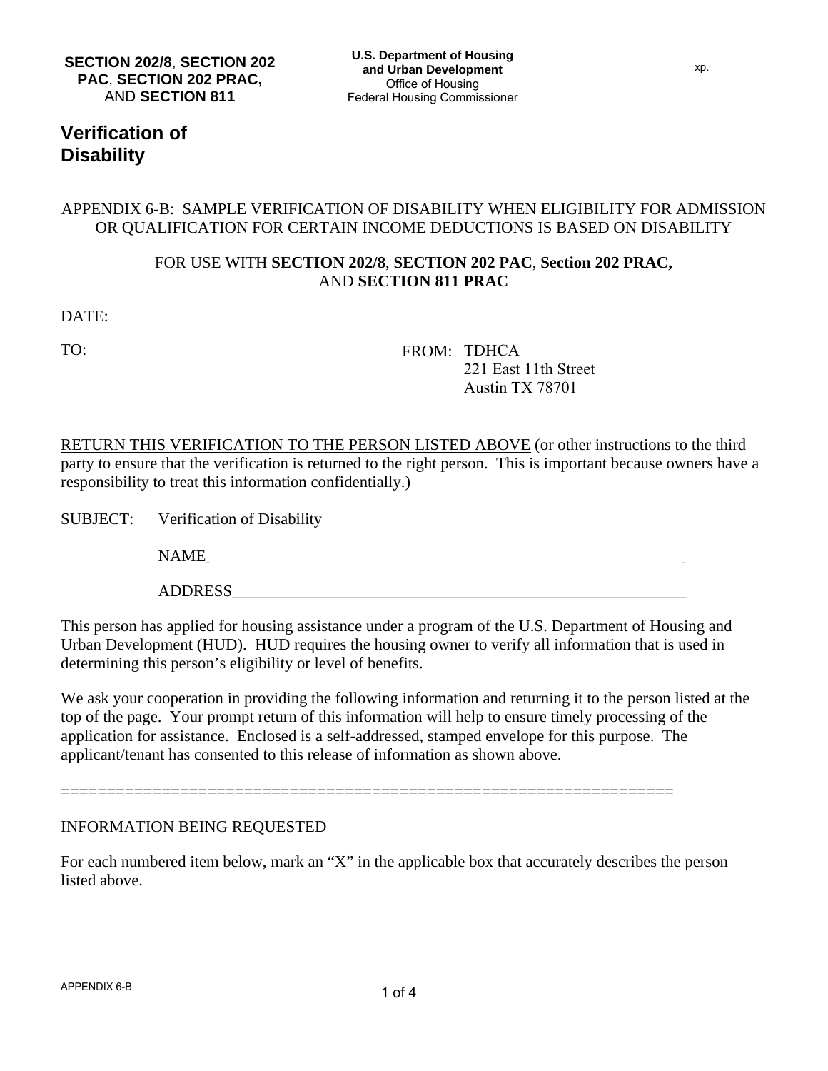**SECTION 202/8**, **SECTION 202 PAC**, **SECTION 202 PRAC,** AND **SECTION 811**

**U.S. Department of Housing and Urban Development**
Office of Housing
Federal Housing Commissioner

xp.

# Verification of Disability

APPENDIX 6-B: SAMPLE VERIFICATION OF DISABILITY WHEN ELIGIBILITY FOR ADMISSION OR QUALIFICATION FOR CERTAIN INCOME DEDUCTIONS IS BASED ON DISABILITY

FOR USE WITH **SECTION 202/8**, **SECTION 202 PAC**, **Section 202 PRAC,** AND **SECTION 811 PRAC**

DATE:

TO:

FROM: TDHCA
221 East 11th Street
Austin TX 78701

RETURN THIS VERIFICATION TO THE PERSON LISTED ABOVE (or other instructions to the third party to ensure that the verification is returned to the right person. This is important because owners have a responsibility to treat this information confidentially.)

SUBJECT: Verification of Disability

NAME

ADDRESS___________________________________________________________

This person has applied for housing assistance under a program of the U.S. Department of Housing and Urban Development (HUD). HUD requires the housing owner to verify all information that is used in determining this person's eligibility or level of benefits.

We ask your cooperation in providing the following information and returning it to the person listed at the top of the page. Your prompt return of this information will help to ensure timely processing of the application for assistance. Enclosed is a self-addressed, stamped envelope for this purpose. The applicant/tenant has consented to this release of information as shown above.

==================================================================

INFORMATION BEING REQUESTED

For each numbered item below, mark an "X" in the applicable box that accurately describes the person listed above.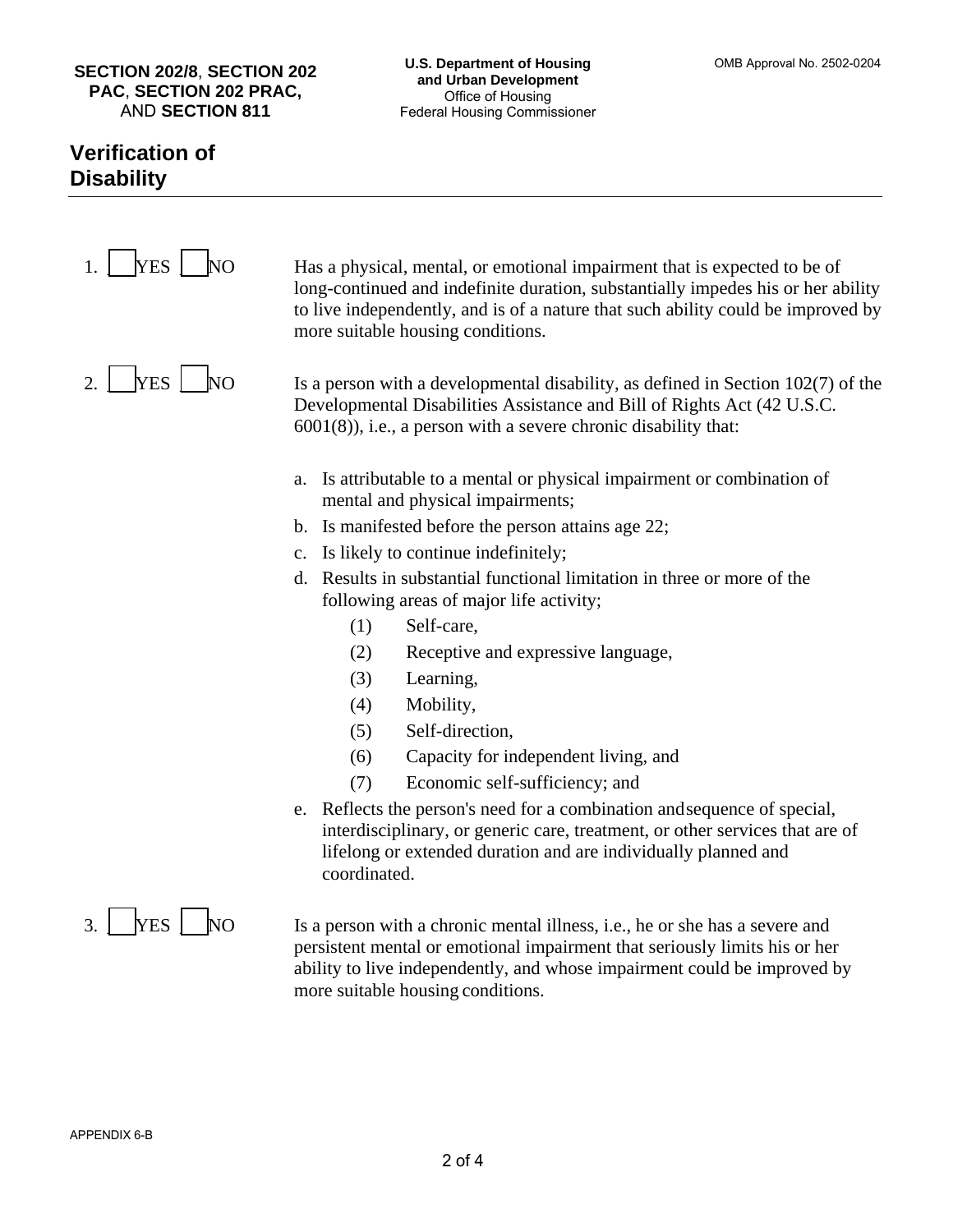**SECTION 202/8**, **SECTION 202 PAC**, **SECTION 202 PRAC,** AND **SECTION 811**

**U.S. Department of Housing and Urban Development**
Office of Housing
Federal Housing Commissioner

OMB Approval No. 2502-0204

## Verification of Disability

1. ☐ YES ☐ NO — Has a physical, mental, or emotional impairment that is expected to be of long-continued and indefinite duration, substantially impedes his or her ability to live independently, and is of a nature that such ability could be improved by more suitable housing conditions.

2. ☐ YES ☐ NO — Is a person with a developmental disability, as defined in Section 102(7) of the Developmental Disabilities Assistance and Bill of Rights Act (42 U.S.C. 6001(8)), i.e., a person with a severe chronic disability that:

   a. Is attributable to a mental or physical impairment or combination of mental and physical impairments;
   b. Is manifested before the person attains age 22;
   c. Is likely to continue indefinitely;
   d. Results in substantial functional limitation in three or more of the following areas of major life activity;
      (1) Self-care,
      (2) Receptive and expressive language,
      (3) Learning,
      (4) Mobility,
      (5) Self-direction,
      (6) Capacity for independent living, and
      (7) Economic self-sufficiency; and
   e. Reflects the person's need for a combination and sequence of special, interdisciplinary, or generic care, treatment, or other services that are of lifelong or extended duration and are individually planned and coordinated.

3. ☐ YES ☐ NO — Is a person with a chronic mental illness, i.e., he or she has a severe and persistent mental or emotional impairment that seriously limits his or her ability to live independently, and whose impairment could be improved by more suitable housing conditions.

APPENDIX 6-B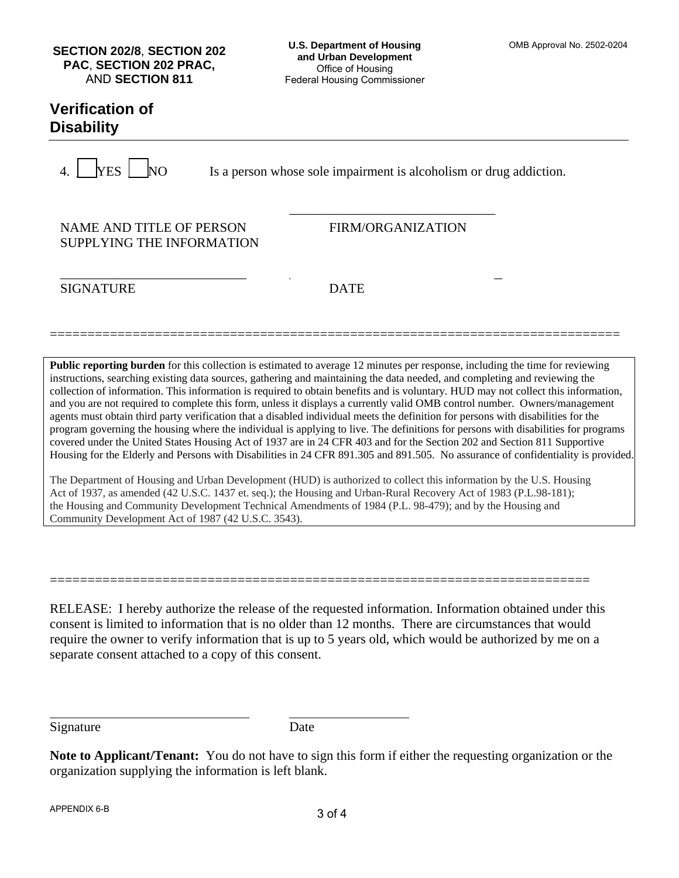**SECTION 202/8**, **SECTION 202 PAC**, **SECTION 202 PRAC,** AND **SECTION 811**

**U.S. Department of Housing and Urban Development**
Office of Housing
Federal Housing Commissioner

OMB Approval No. 2502-0204

## Verification of Disability

4. ☐ YES ☐ NO Is a person whose sole impairment is alcoholism or drug addiction.

NAME AND TITLE OF PERSON SUPPLYING THE INFORMATION ______________________________ FIRM/ORGANIZATION

______________________________ SIGNATURE ______________________________ DATE

==========================================================================

**Public reporting burden** for this collection is estimated to average 12 minutes per response, including the time for reviewing instructions, searching existing data sources, gathering and maintaining the data needed, and completing and reviewing the collection of information. This information is required to obtain benefits and is voluntary. HUD may not collect this information, and you are not required to complete this form, unless it displays a currently valid OMB control number. Owners/management agents must obtain third party verification that a disabled individual meets the definition for persons with disabilities for the program governing the housing where the individual is applying to live. The definitions for persons with disabilities for programs covered under the United States Housing Act of 1937 are in 24 CFR 403 and for the Section 202 and Section 811 Supportive Housing for the Elderly and Persons with Disabilities in 24 CFR 891.305 and 891.505. No assurance of confidentiality is provided.

The Department of Housing and Urban Development (HUD) is authorized to collect this information by the U.S. Housing Act of 1937, as amended (42 U.S.C. 1437 et. seq.); the Housing and Urban-Rural Recovery Act of 1983 (P.L.98-181); the Housing and Community Development Technical Amendments of 1984 (P.L. 98-479); and by the Housing and Community Development Act of 1987 (42 U.S.C. 3543).

==========================================================================

RELEASE: I hereby authorize the release of the requested information. Information obtained under this consent is limited to information that is no older than 12 months. There are circumstances that would require the owner to verify information that is up to 5 years old, which would be authorized by me on a separate consent attached to a copy of this consent.

______________________________ Signature ____________________ Date

**Note to Applicant/Tenant:** You do not have to sign this form if either the requesting organization or the organization supplying the information is left blank.

APPENDIX 6-B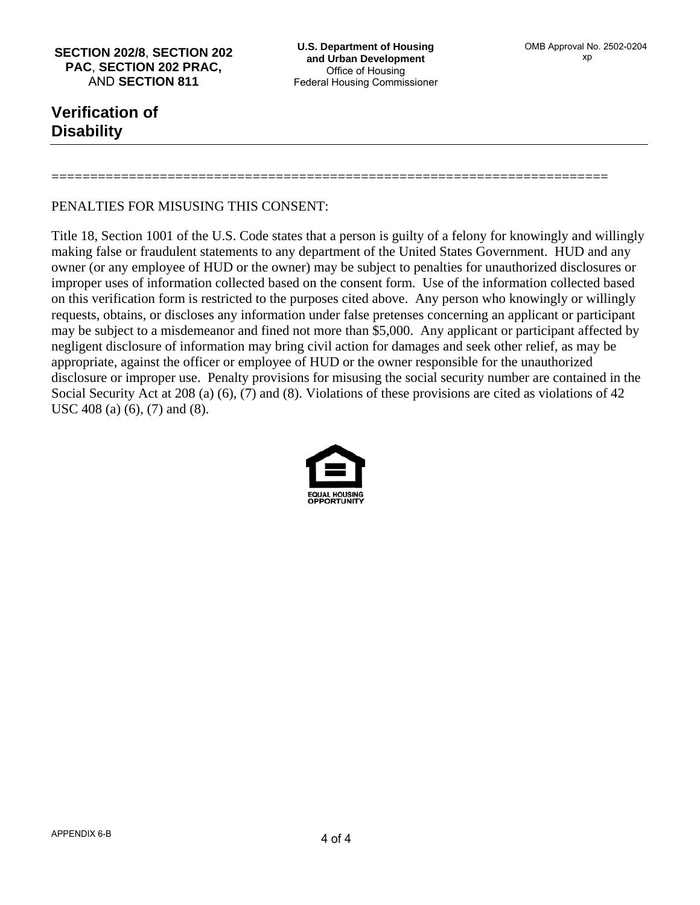SECTION 202/8, SECTION 202 PAC, SECTION 202 PRAC, AND SECTION 811

U.S. Department of Housing and Urban Development
Office of Housing
Federal Housing Commissioner

OMB Approval No. 2502-0204
xp

# Verification of Disability

========================================================================

PENALTIES FOR MISUSING THIS CONSENT:

Title 18, Section 1001 of the U.S. Code states that a person is guilty of a felony for knowingly and willingly making false or fraudulent statements to any department of the United States Government. HUD and any owner (or any employee of HUD or the owner) may be subject to penalties for unauthorized disclosures or improper uses of information collected based on the consent form. Use of the information collected based on this verification form is restricted to the purposes cited above. Any person who knowingly or willingly requests, obtains, or discloses any information under false pretenses concerning an applicant or participant may be subject to a misdemeanor and fined not more than $5,000. Any applicant or participant affected by negligent disclosure of information may bring civil action for damages and seek other relief, as may be appropriate, against the officer or employee of HUD or the owner responsible for the unauthorized disclosure or improper use. Penalty provisions for misusing the social security number are contained in the Social Security Act at 208 (a) (6), (7) and (8). Violations of these provisions are cited as violations of 42 USC 408 (a) (6), (7) and (8).

EQUAL HOUSING OPPORTUNITY

APPENDIX 6-B